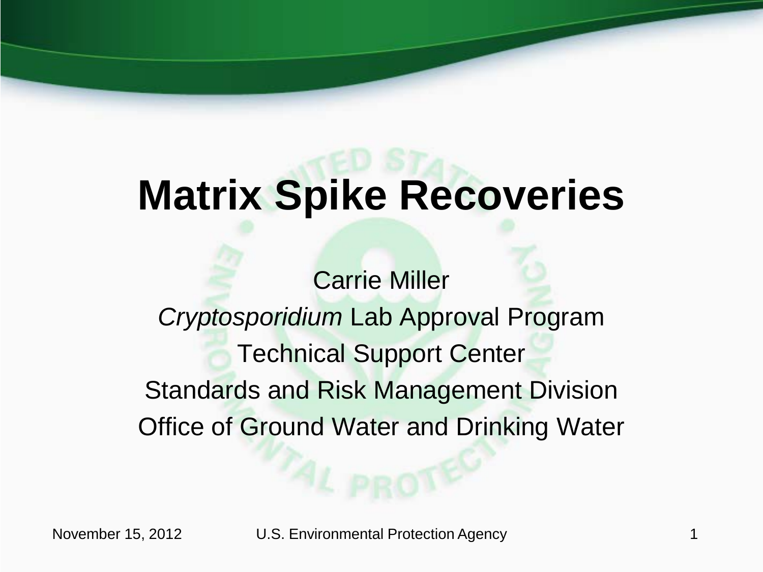# Matrix Spike Recoveries

Carrie Miller

*Cryptosporidium* Lab Approval Program

Technical Support Center

Standards and Risk Management Division

Office of Ground Water and Drinking Water

November 15, 2012

U.S. Environmental Protection Agency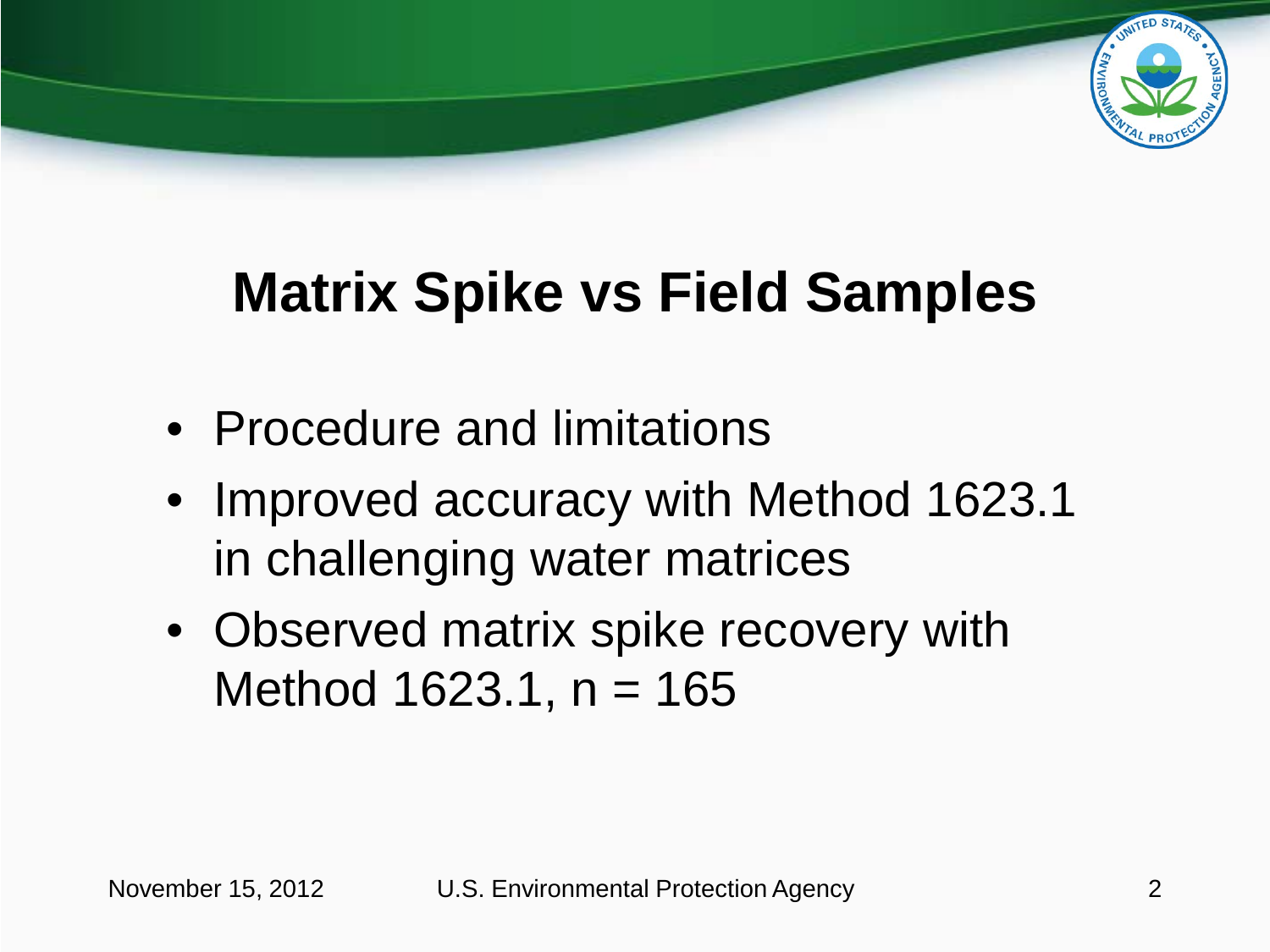# Matrix Spike vs Field Samples

- Procedure and limitations
- Improved accuracy with Method 1623.1 in challenging water matrices
- Observed matrix spike recovery with Method 1623.1, n = 165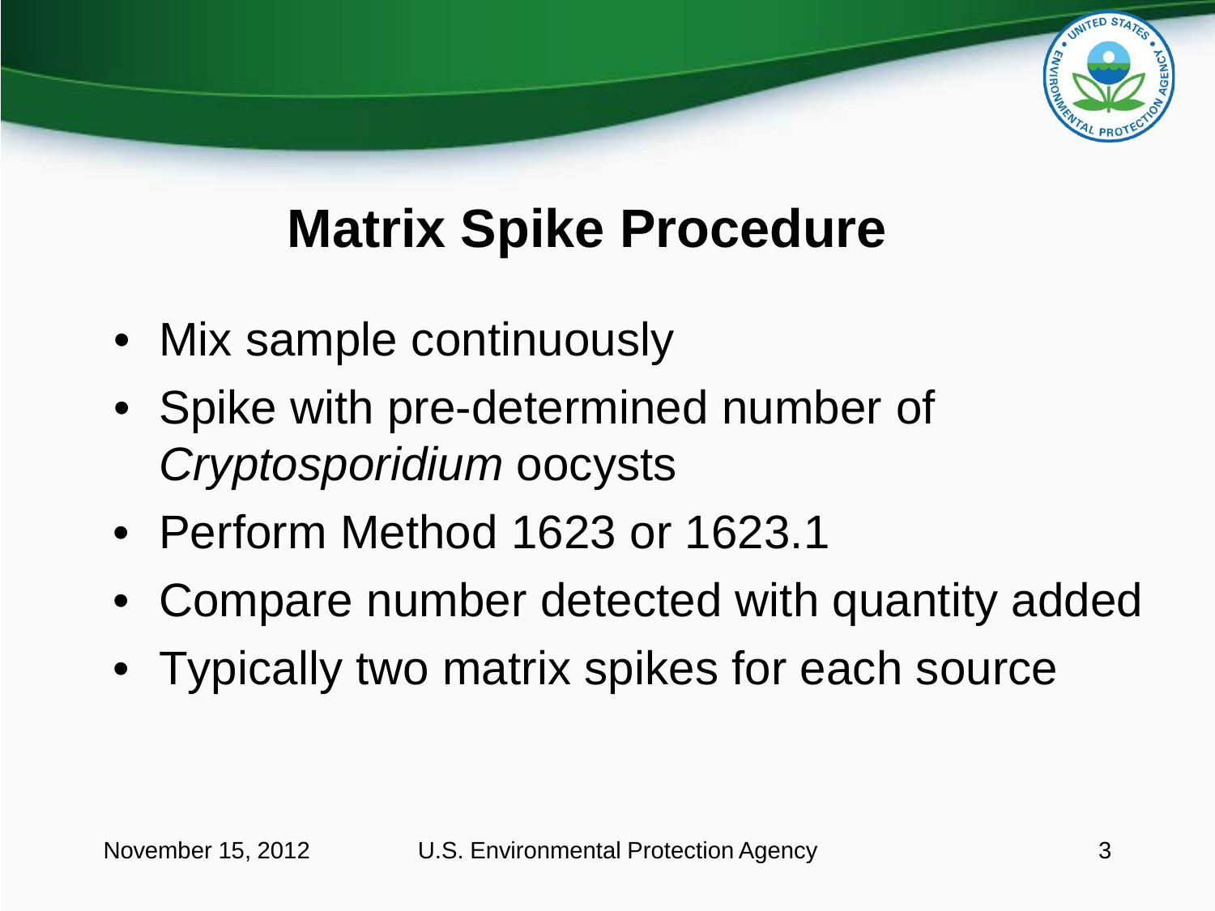# Matrix Spike Procedure

- Mix sample continuously
- Spike with pre-determined number of *Cryptosporidium* oocysts
- Perform Method 1623 or 1623.1
- Compare number detected with quantity added
- Typically two matrix spikes for each source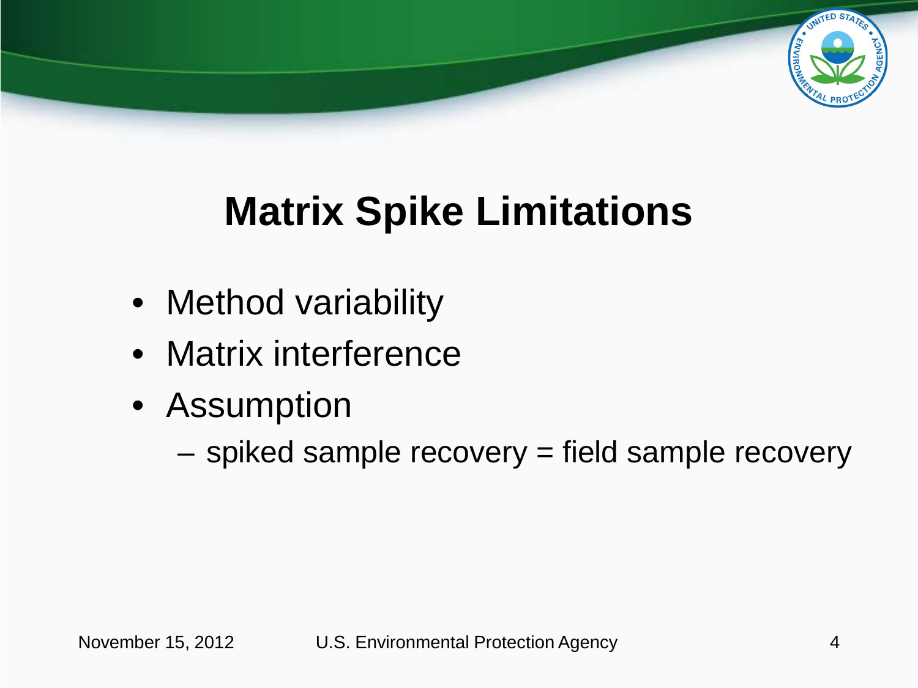# Matrix Spike Limitations

- Method variability
- Matrix interference
- Assumption
  - spiked sample recovery = field sample recovery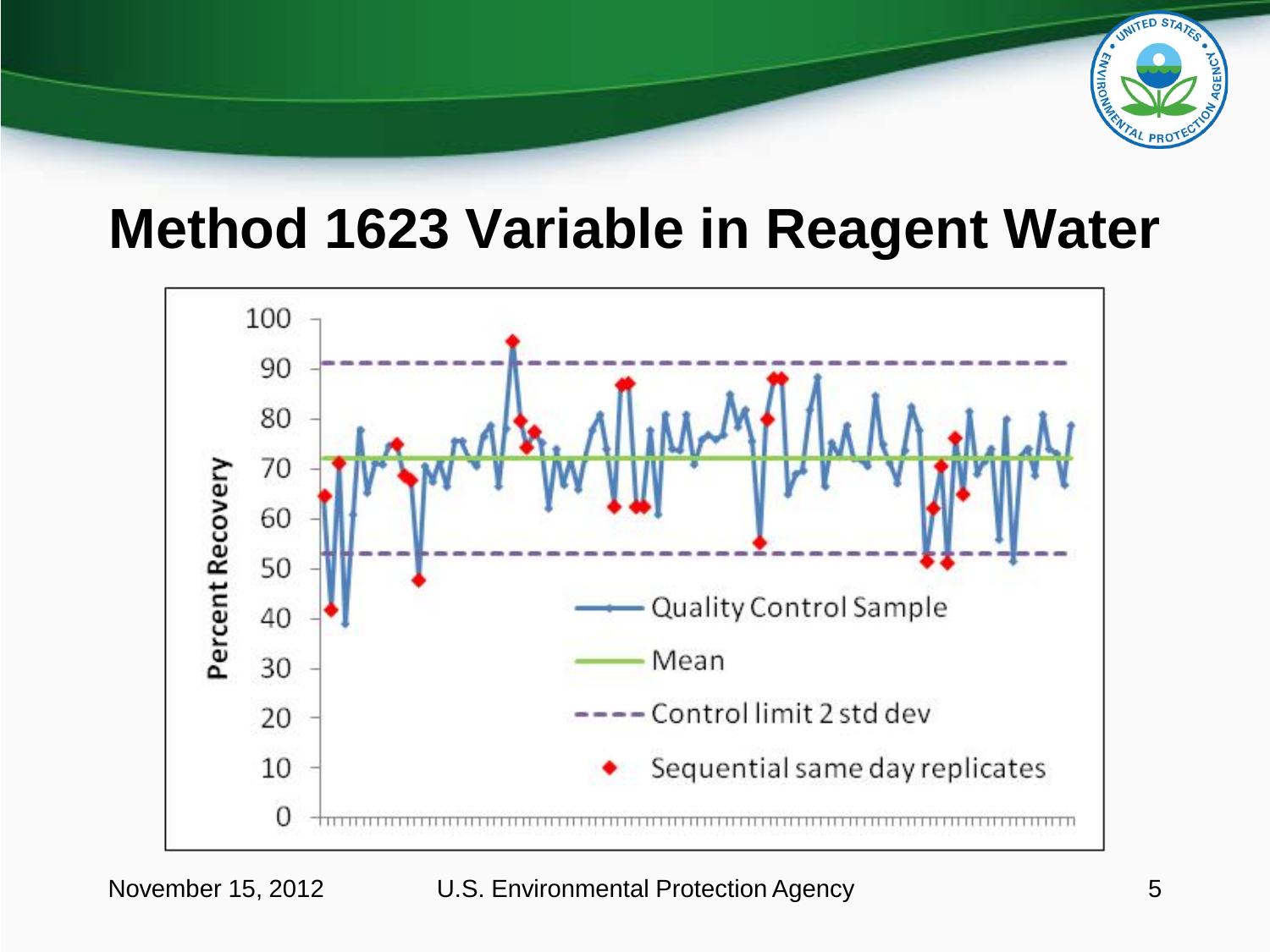# Method 1623 Variable in Reagent Water

Percent Recovery

100
90
80
70
60
50
40
30
20
10
0

Quality Control Sample

Mean

Control limit 2 std dev

Sequential same day replicates

November 15, 2012 U.S. Environmental Protection Agency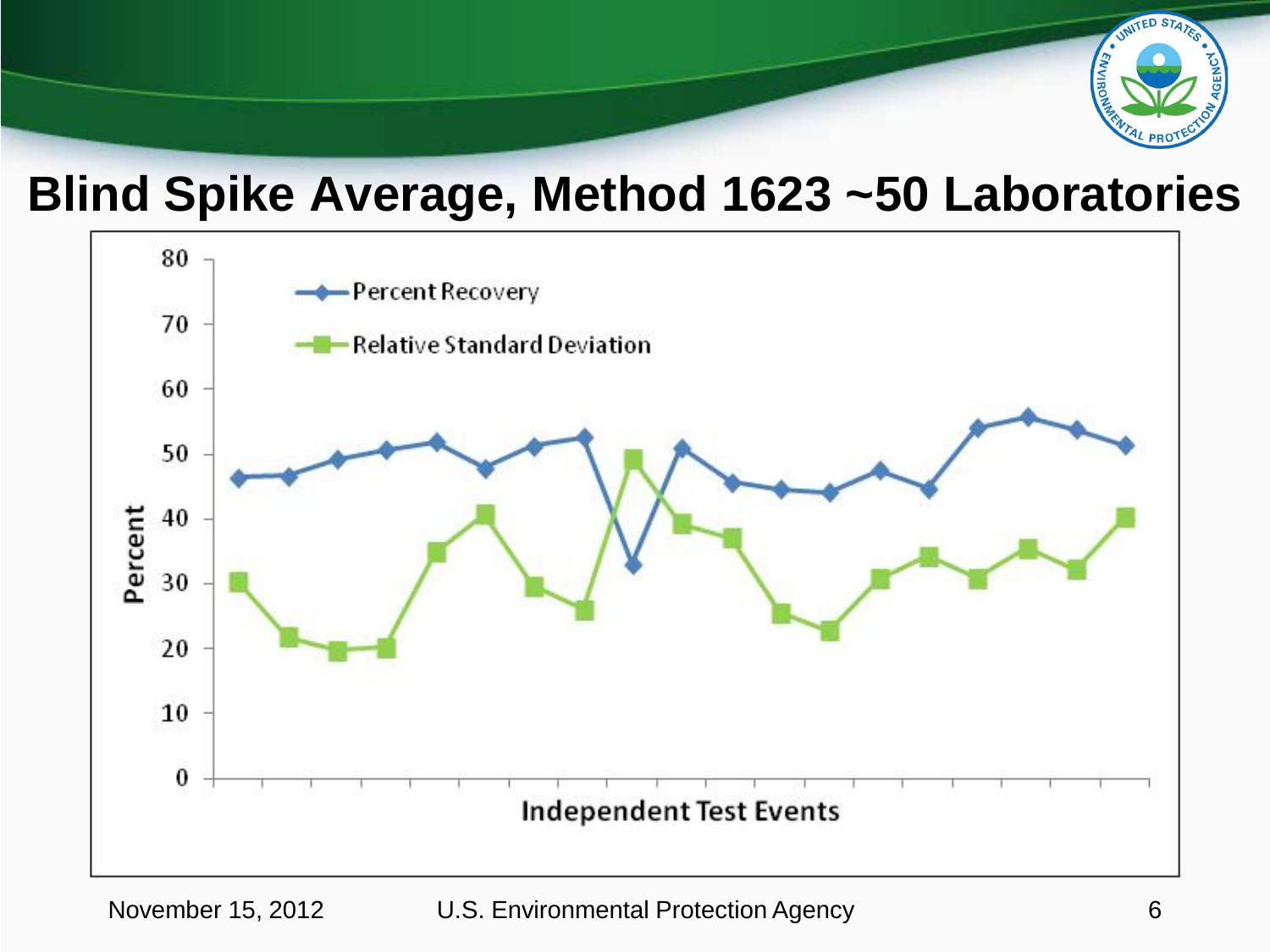# Blind Spike Average, Method 1623 ~50 Laboratories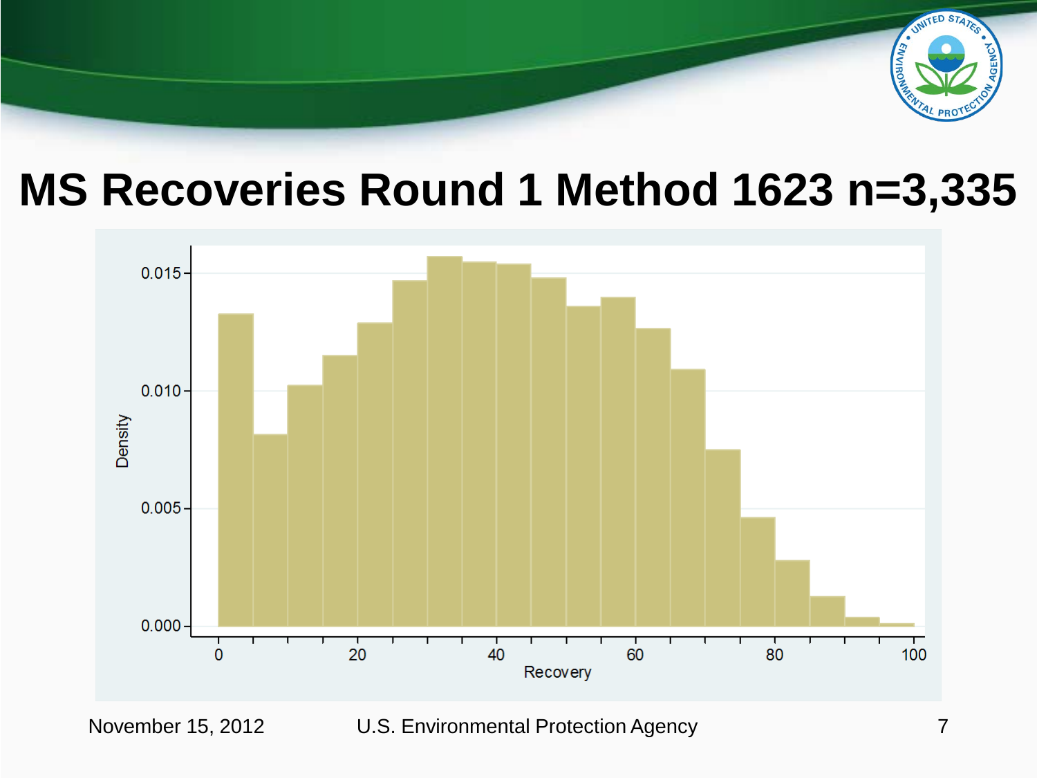# MS Recoveries Round 1 Method 1623 n=3,335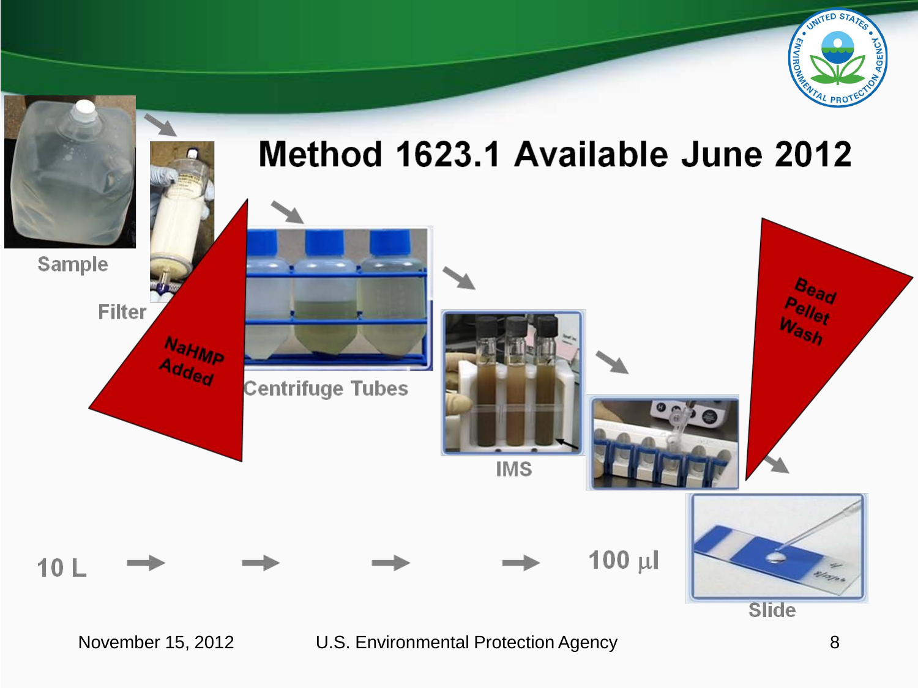# Method 1623.1 Available June 2012

Sample

Filter

NaHMP Added

Centrifuge Tubes

IMS

Bead Pellet Wash

10 L → → → → 100 µl

Slide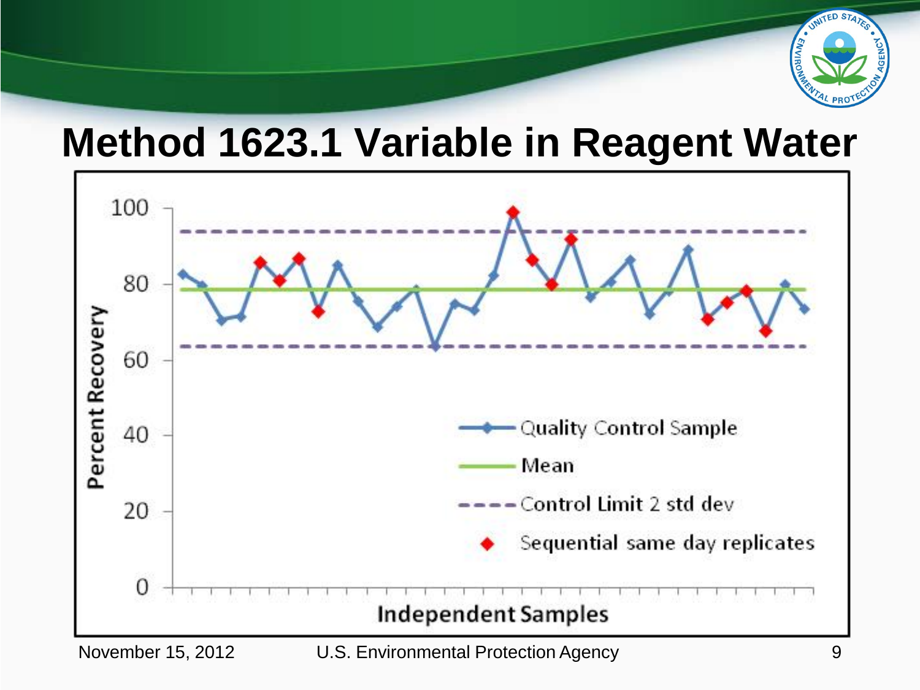# Method 1623.1 Variable in Reagent Water

Percent Recovery

100
80
60
40
20
0

Independent Samples

Quality Control Sample
Mean
Control Limit 2 std dev
Sequential same day replicates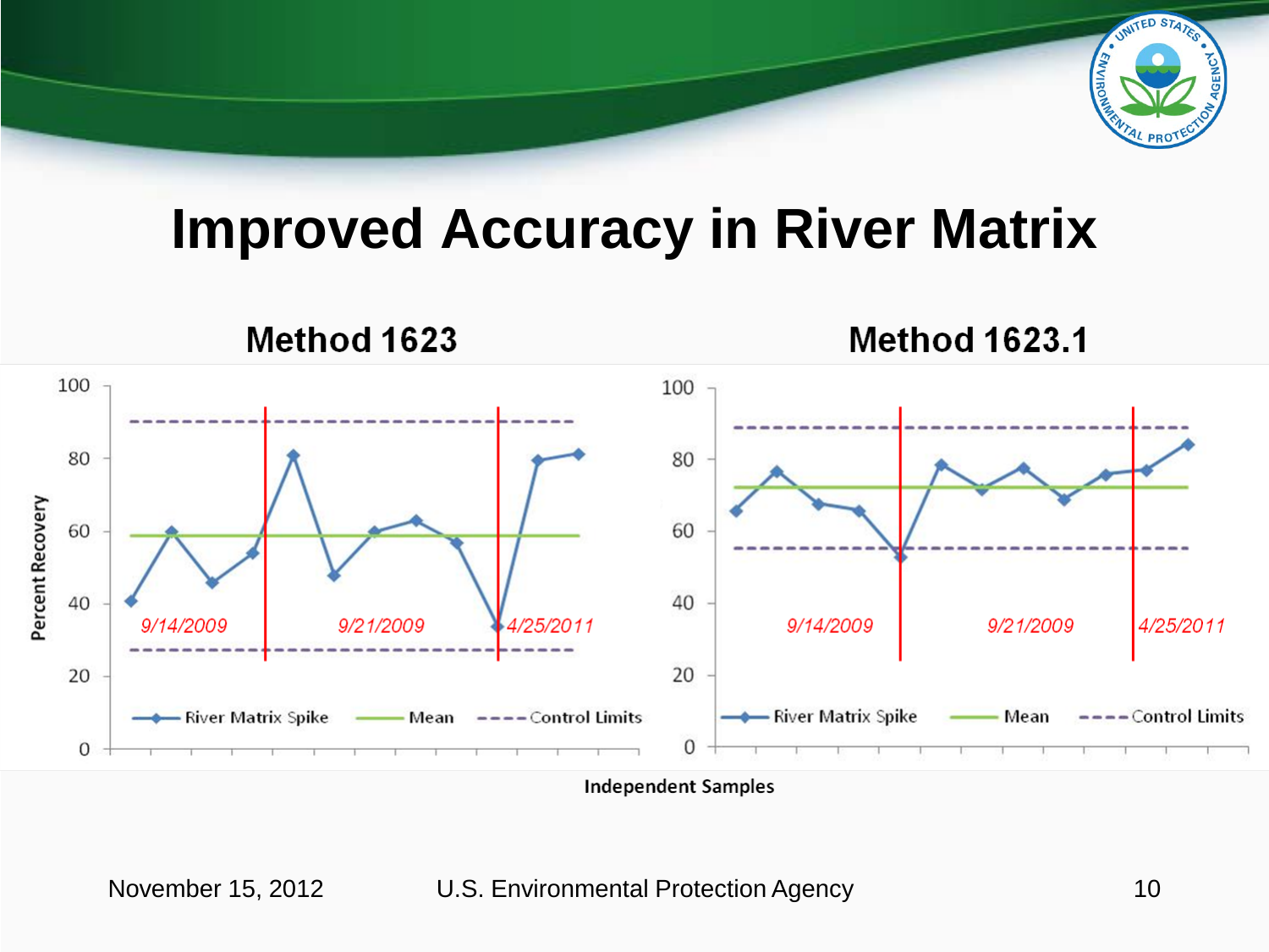# Improved Accuracy in River Matrix

## Method 1623

## Method 1623.1

Percent Recovery

9/14/2009 9/21/2009 4/25/2011

River Matrix Spike Mean Control Limits

Independent Samples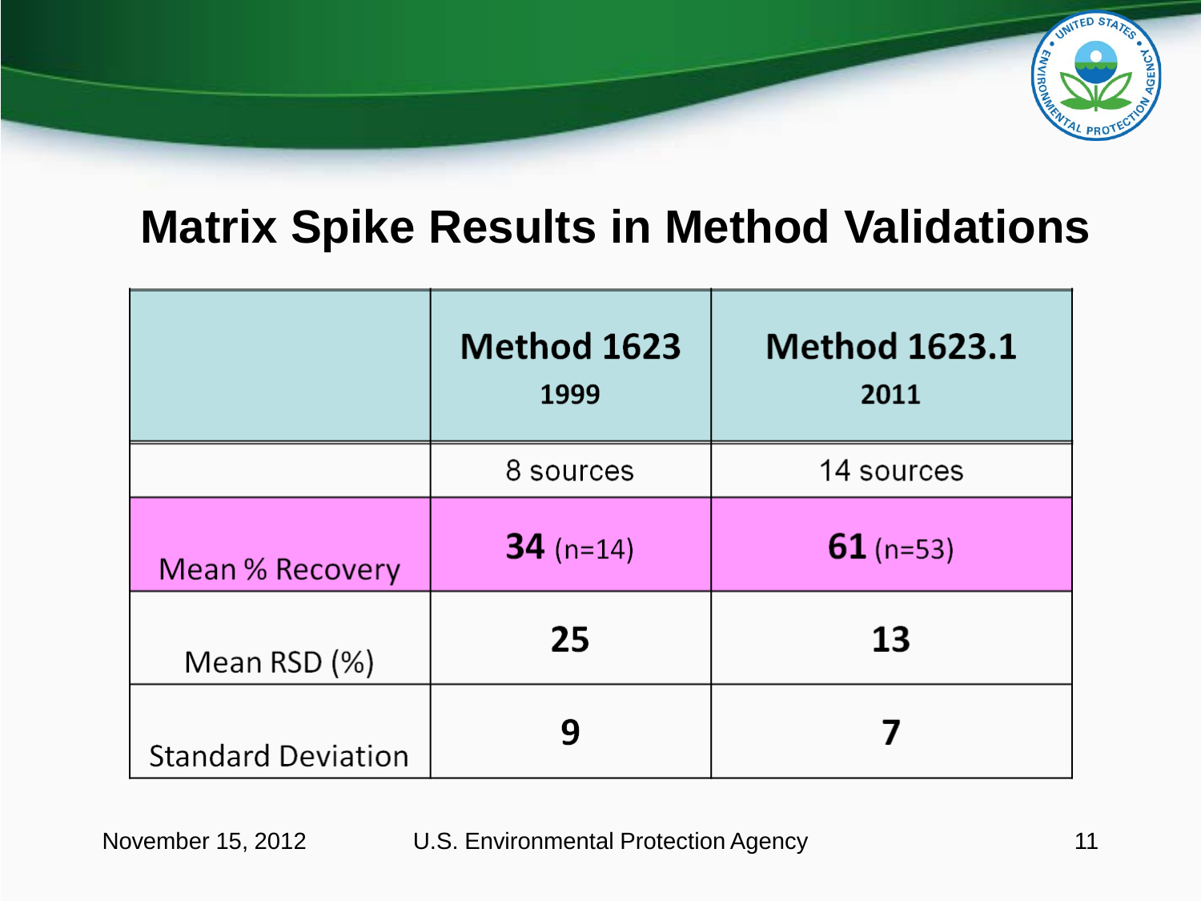# Matrix Spike Results in Method Validations

| | **Method 1623** 1999 | **Method 1623.1** 2011 |
|---|---|---|
| | 8 sources | 14 sources |
| Mean % Recovery | **34** (n=14) | **61** (n=53) |
| Mean RSD (%) | **25** | **13** |
| Standard Deviation | **9** | **7** |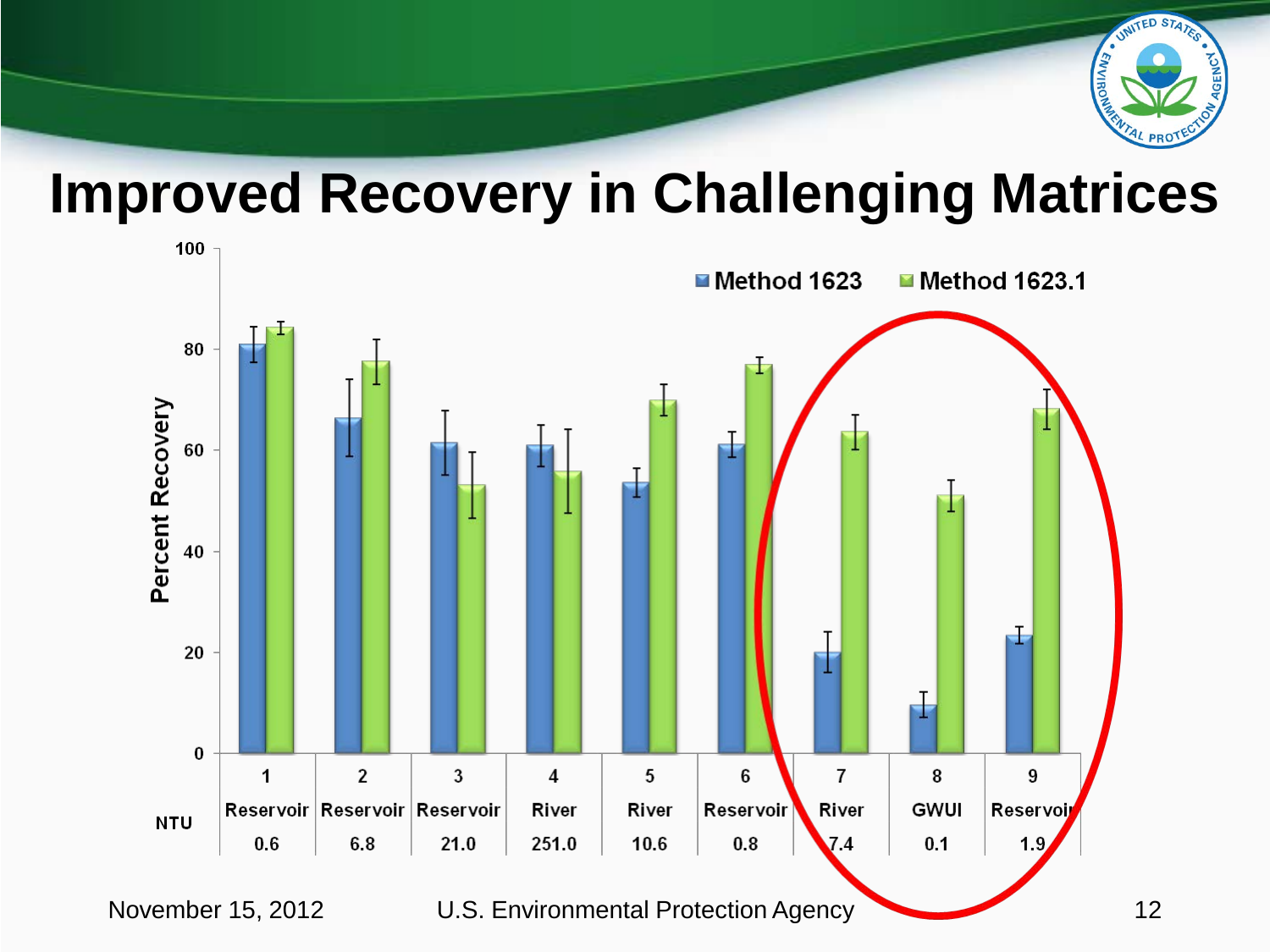# Improved Recovery in Challenging Matrices

| Sample | 1 | 2 | 3 | 4 | 5 | 6 | 7 | 8 | 9 |
|---|---|---|---|---|---|---|---|---|---|
| | Reservoir | Reservoir | Reservoir | River | River | Reservoir | River | GWUI | Reservoir |
| NTU | 0.6 | 6.8 | 21.0 | 251.0 | 10.6 | 0.8 | 7.4 | 0.1 | 1.9 |

Legend: Method 1623; Method 1623.1

Y-axis: Percent Recovery (0–100)

November 15, 2012 U.S. Environmental Protection Agency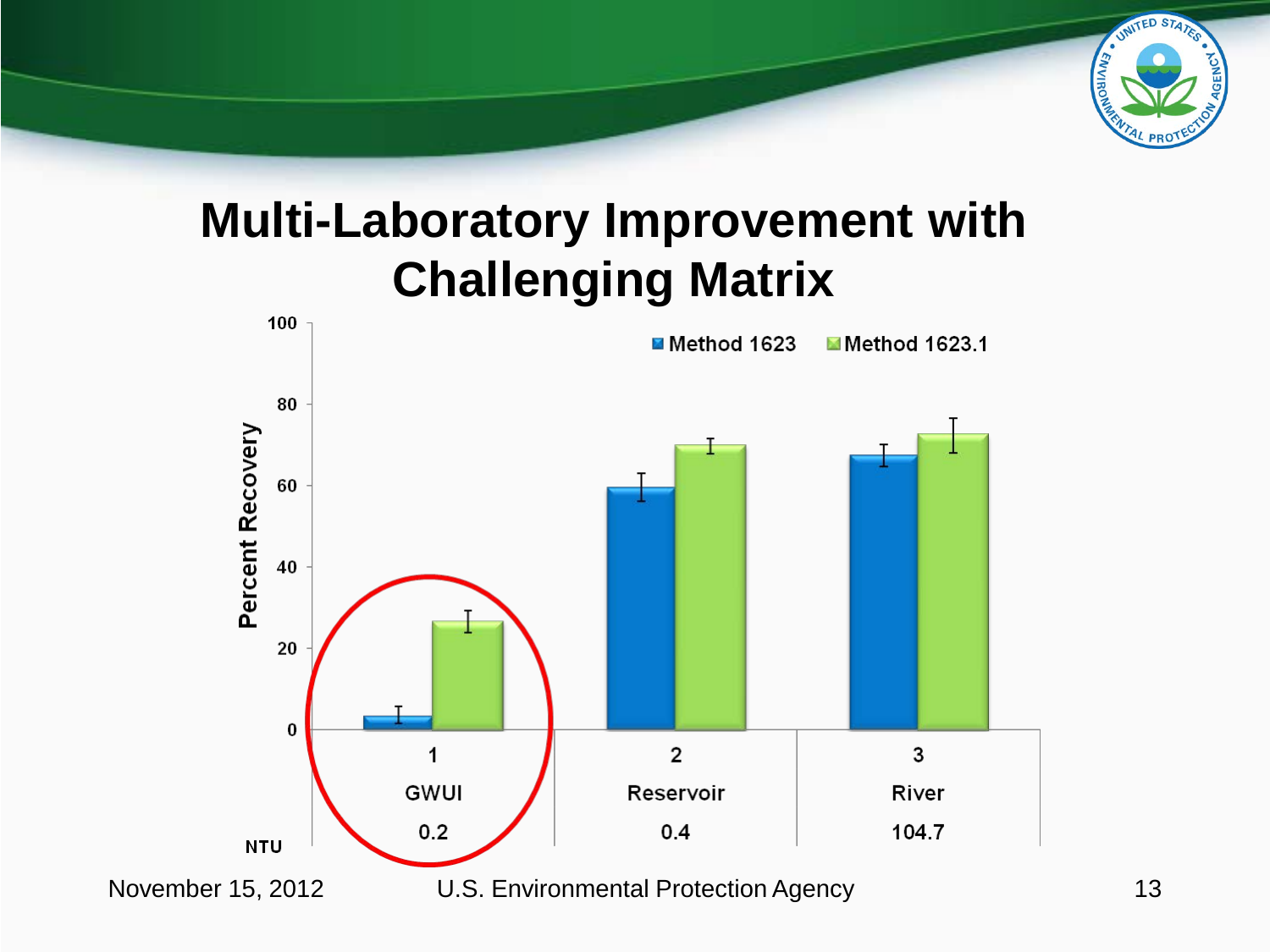# Multi-Laboratory Improvement with Challenging Matrix

Percent Recovery

| | 1 GWUI | 2 Reservoir | 3 River |
|---|---|---|---|
| NTU | 0.2 | 0.4 | 104.7 |

Legend: Method 1623, Method 1623.1

November 15, 2012 U.S. Environmental Protection Agency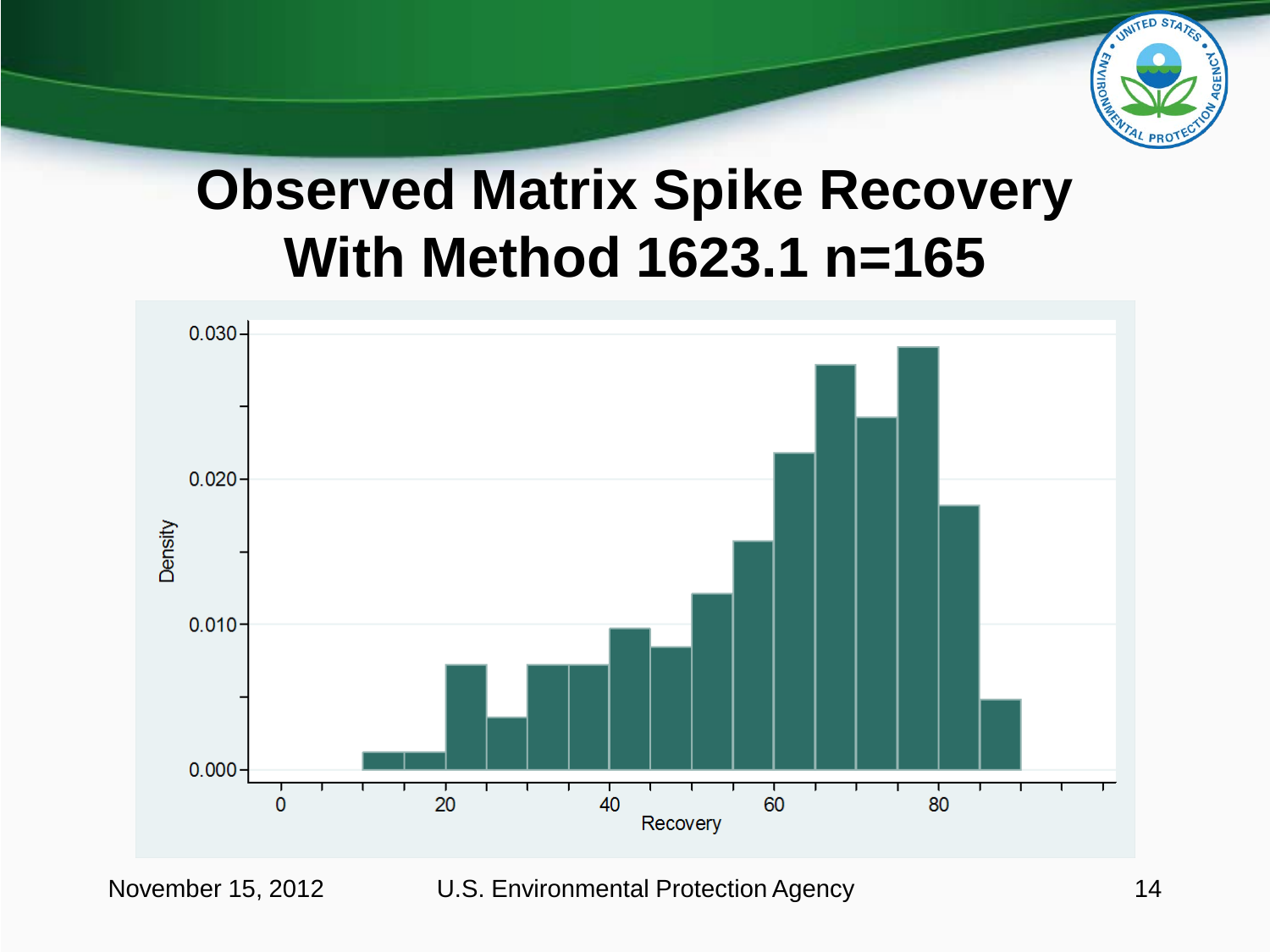# Observed Matrix Spike Recovery With Method 1623.1 n=165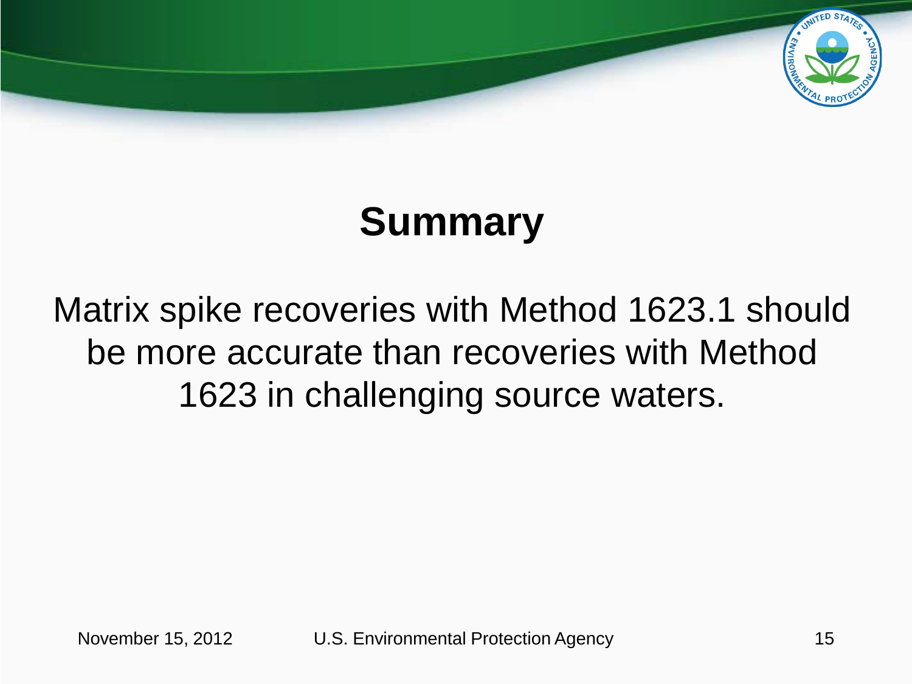# Summary

Matrix spike recoveries with Method 1623.1 should be more accurate than recoveries with Method 1623 in challenging source waters.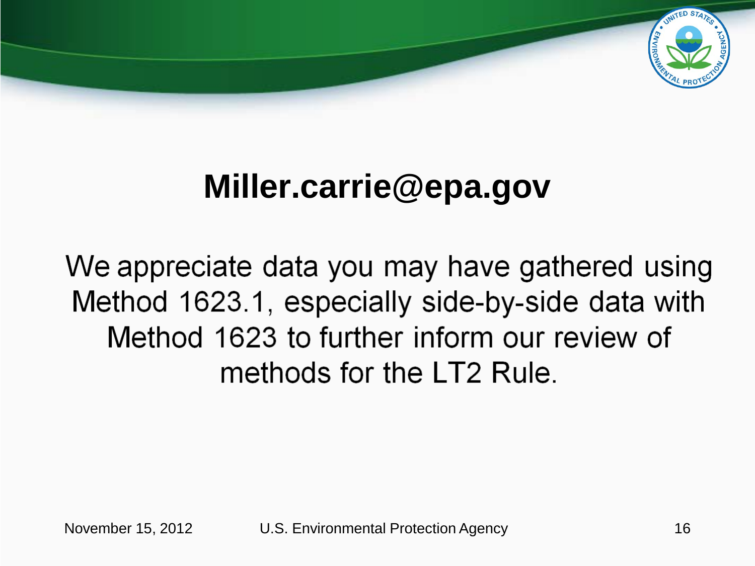# Miller.carrie@epa.gov

We appreciate data you may have gathered using Method 1623.1, especially side-by-side data with Method 1623 to further inform our review of methods for the LT2 Rule.